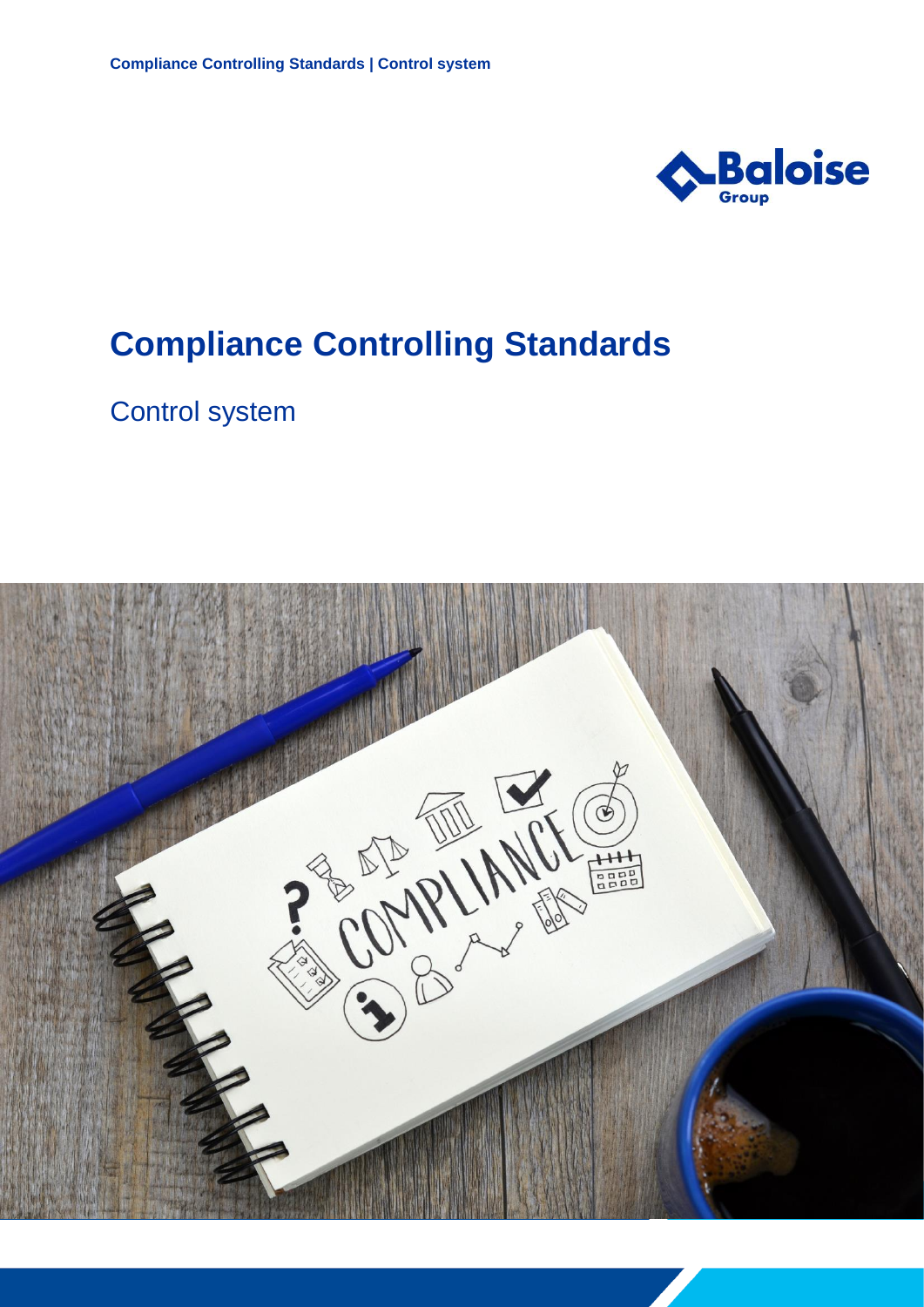# Compliance Controlling Standards

## Control system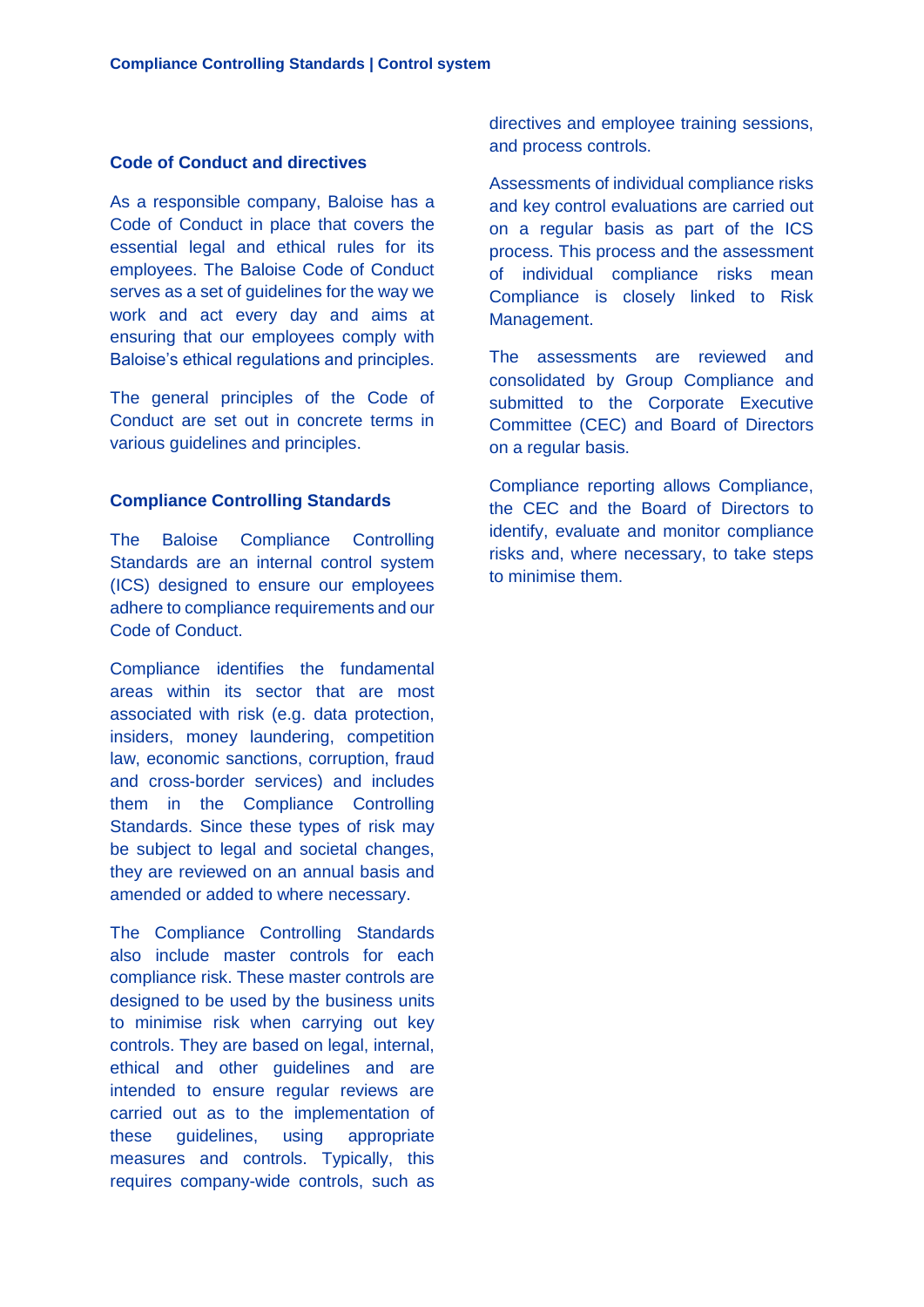## Code of Conduct and directives

As a responsible company, Baloise has a Code of Conduct in place that covers the essential legal and ethical rules for its employees. The Baloise Code of Conduct serves as a set of guidelines for the way we work and act every day and aims at ensuring that our employees comply with Baloise's ethical regulations and principles.

The general principles of the Code of Conduct are set out in concrete terms in various guidelines and principles.

## Compliance Controlling Standards

The Baloise Compliance Controlling Standards are an internal control system (ICS) designed to ensure our employees adhere to compliance requirements and our Code of Conduct.

Compliance identifies the fundamental areas within its sector that are most associated with risk (e.g. data protection, insiders, money laundering, competition law, economic sanctions, corruption, fraud and cross-border services) and includes them in the Compliance Controlling Standards. Since these types of risk may be subject to legal and societal changes, they are reviewed on an annual basis and amended or added to where necessary.

The Compliance Controlling Standards also include master controls for each compliance risk. These master controls are designed to be used by the business units to minimise risk when carrying out key controls. They are based on legal, internal, ethical and other guidelines and are intended to ensure regular reviews are carried out as to the implementation of these guidelines, using appropriate measures and controls. Typically, this requires company-wide controls, such as directives and employee training sessions, and process controls.

Assessments of individual compliance risks and key control evaluations are carried out on a regular basis as part of the ICS process. This process and the assessment of individual compliance risks mean Compliance is closely linked to Risk Management.

The assessments are reviewed and consolidated by Group Compliance and submitted to the Corporate Executive Committee (CEC) and Board of Directors on a regular basis.

Compliance reporting allows Compliance, the CEC and the Board of Directors to identify, evaluate and monitor compliance risks and, where necessary, to take steps to minimise them.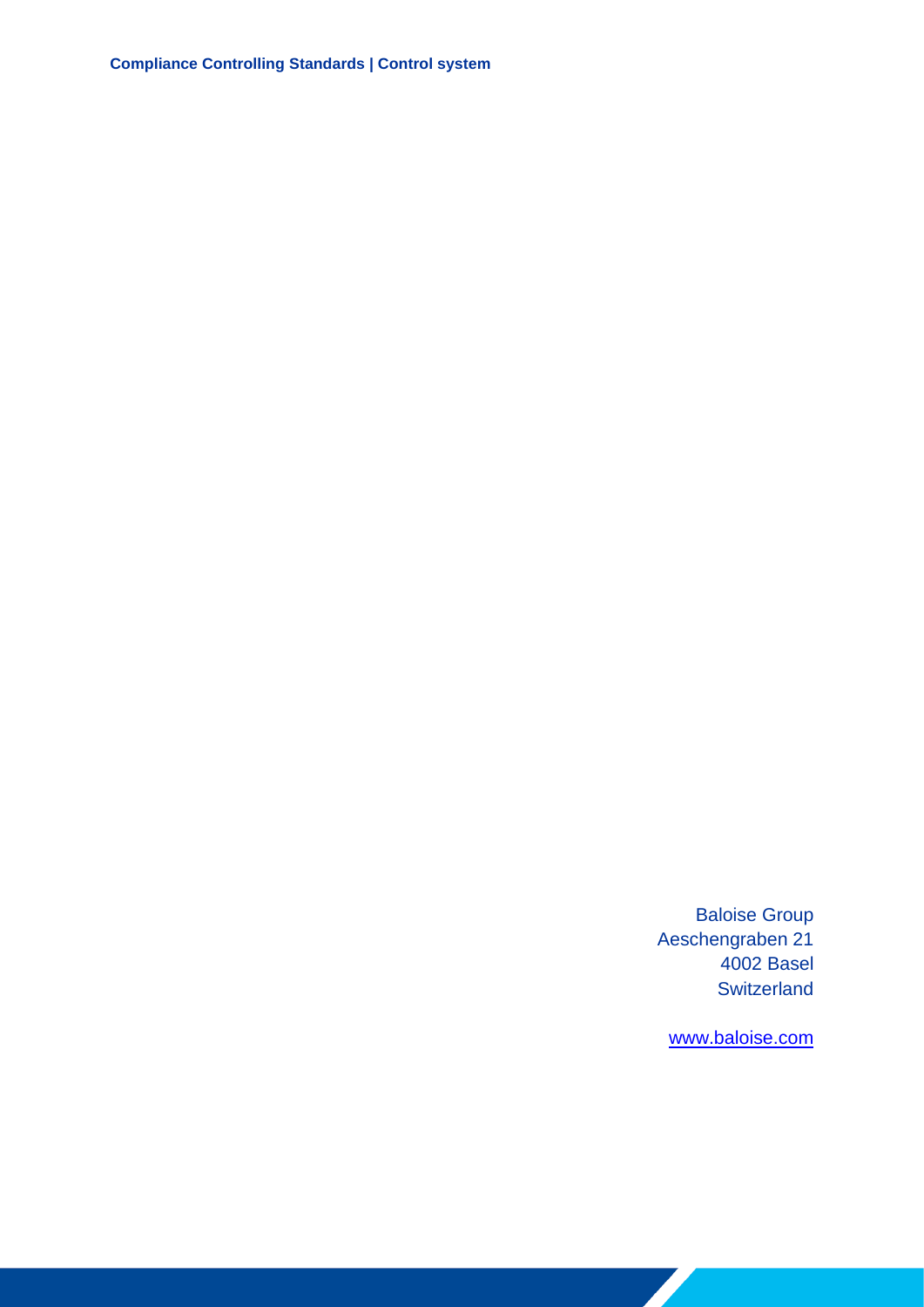Baloise Group
Aeschengraben 21
4002 Basel
Switzerland

www.baloise.com